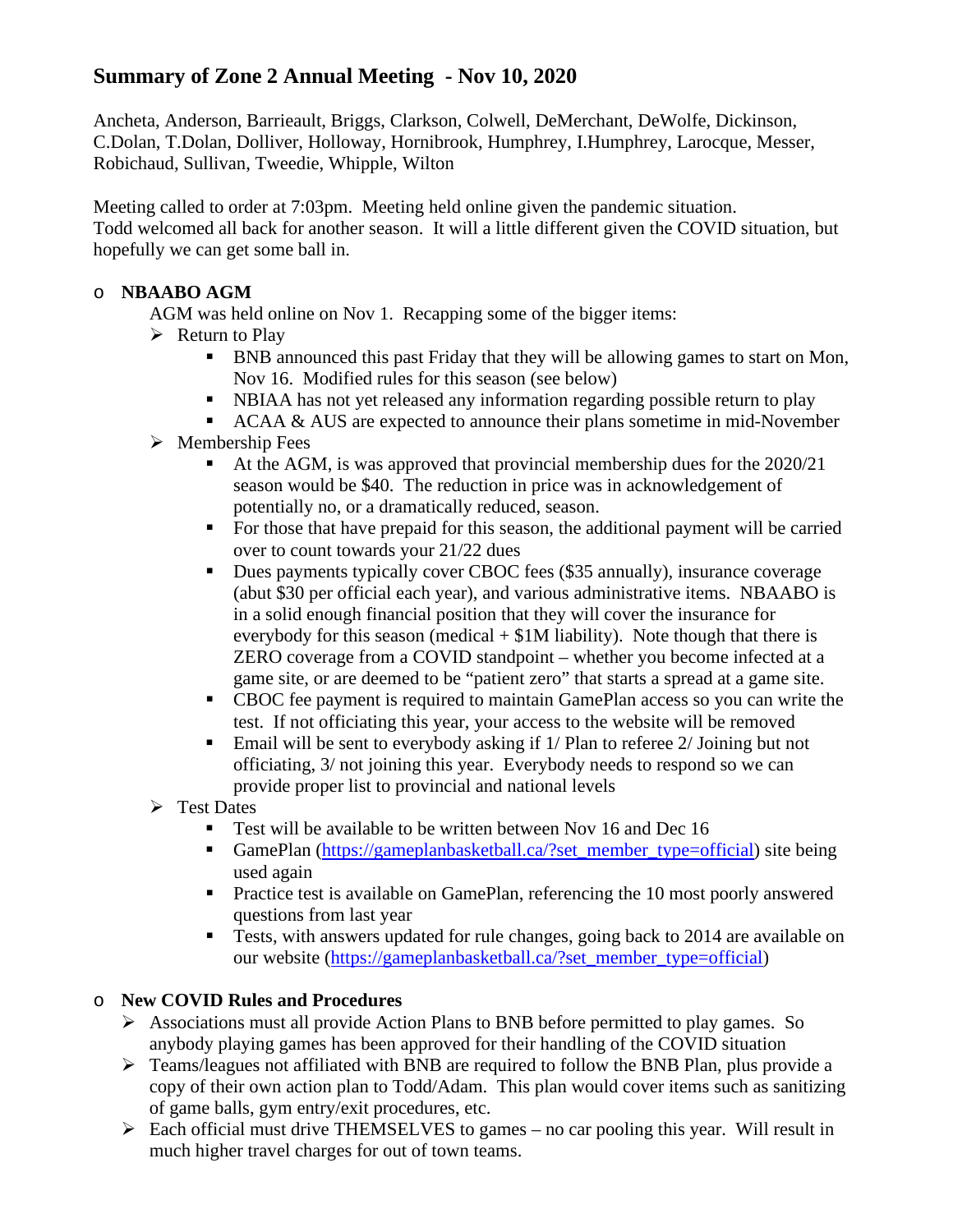# Summary of Zone 2 Annual Meeting - Nov 10, 2020

Ancheta, Anderson, Barrieault, Briggs, Clarkson, Colwell, DeMerchant, DeWolfe, Dickinson, C.Dolan, T.Dolan, Dolliver, Holloway, Hornibrook, Humphrey, I.Humphrey, Larocque, Messer, Robichaud, Sullivan, Tweedie, Whipple, Wilton

Meeting called to order at 7:03pm. Meeting held online given the pandemic situation.
Todd welcomed all back for another season. It will a little different given the COVID situation, but hopefully we can get some ball in.

- **NBAABO AGM**

  AGM was held online on Nov 1. Recapping some of the bigger items:

  - Return to Play
    - BNB announced this past Friday that they will be allowing games to start on Mon, Nov 16. Modified rules for this season (see below)
    - NBIAA has not yet released any information regarding possible return to play
    - ACAA & AUS are expected to announce their plans sometime in mid-November
  - Membership Fees
    - At the AGM, is was approved that provincial membership dues for the 2020/21 season would be $40. The reduction in price was in acknowledgement of potentially no, or a dramatically reduced, season.
    - For those that have prepaid for this season, the additional payment will be carried over to count towards your 21/22 dues
    - Dues payments typically cover CBOC fees ($35 annually), insurance coverage (abut $30 per official each year), and various administrative items. NBAABO is in a solid enough financial position that they will cover the insurance for everybody for this season (medical + $1M liability). Note though that there is ZERO coverage from a COVID standpoint – whether you become infected at a game site, or are deemed to be "patient zero" that starts a spread at a game site.
    - CBOC fee payment is required to maintain GamePlan access so you can write the test. If not officiating this year, your access to the website will be removed
    - Email will be sent to everybody asking if 1/ Plan to referee 2/ Joining but not officiating, 3/ not joining this year. Everybody needs to respond so we can provide proper list to provincial and national levels
  - Test Dates
    - Test will be available to be written between Nov 16 and Dec 16
    - GamePlan (https://gameplanbasketball.ca/?set_member_type=official) site being used again
    - Practice test is available on GamePlan, referencing the 10 most poorly answered questions from last year
    - Tests, with answers updated for rule changes, going back to 2014 are available on our website (https://gameplanbasketball.ca/?set_member_type=official)

- **New COVID Rules and Procedures**
  - Associations must all provide Action Plans to BNB before permitted to play games. So anybody playing games has been approved for their handling of the COVID situation
  - Teams/leagues not affiliated with BNB are required to follow the BNB Plan, plus provide a copy of their own action plan to Todd/Adam. This plan would cover items such as sanitizing of game balls, gym entry/exit procedures, etc.
  - Each official must drive THEMSELVES to games – no car pooling this year. Will result in much higher travel charges for out of town teams.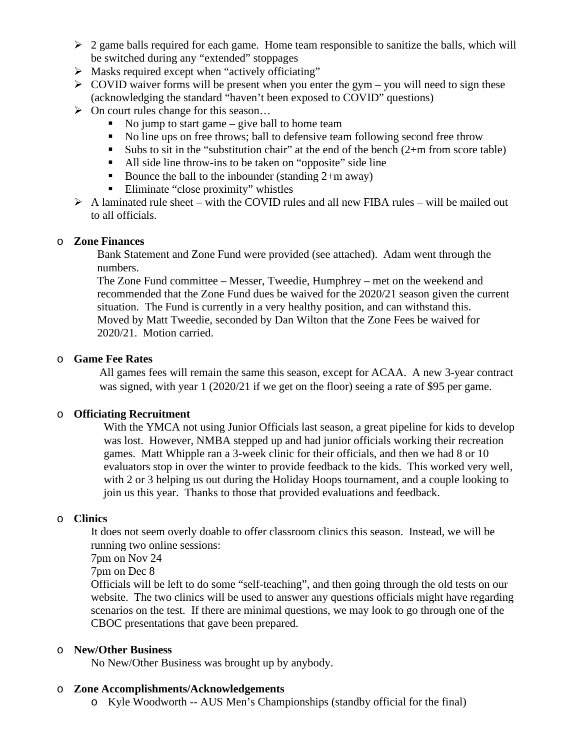- 2 game balls required for each game. Home team responsible to sanitize the balls, which will be switched during any "extended" stoppages
- Masks required except when "actively officiating"
- COVID waiver forms will be present when you enter the gym – you will need to sign these (acknowledging the standard "haven't been exposed to COVID" questions)
- On court rules change for this season…
  - No jump to start game – give ball to home team
  - No line ups on free throws; ball to defensive team following second free throw
  - Subs to sit in the "substitution chair" at the end of the bench (2+m from score table)
  - All side line throw-ins to be taken on "opposite" side line
  - Bounce the ball to the inbounder (standing 2+m away)
  - Eliminate "close proximity" whistles
- A laminated rule sheet – with the COVID rules and all new FIBA rules – will be mailed out to all officials.

- **Zone Finances**

  Bank Statement and Zone Fund were provided (see attached). Adam went through the numbers.
  The Zone Fund committee – Messer, Tweedie, Humphrey – met on the weekend and recommended that the Zone Fund dues be waived for the 2020/21 season given the current situation. The Fund is currently in a very healthy position, and can withstand this.
  Moved by Matt Tweedie, seconded by Dan Wilton that the Zone Fees be waived for 2020/21. Motion carried.

- **Game Fee Rates**

  All games fees will remain the same this season, except for ACAA. A new 3-year contract was signed, with year 1 (2020/21 if we get on the floor) seeing a rate of $95 per game.

- **Officiating Recruitment**

  With the YMCA not using Junior Officials last season, a great pipeline for kids to develop was lost. However, NMBA stepped up and had junior officials working their recreation games. Matt Whipple ran a 3-week clinic for their officials, and then we had 8 or 10 evaluators stop in over the winter to provide feedback to the kids. This worked very well, with 2 or 3 helping us out during the Holiday Hoops tournament, and a couple looking to join us this year. Thanks to those that provided evaluations and feedback.

- **Clinics**

  It does not seem overly doable to offer classroom clinics this season. Instead, we will be running two online sessions:
  7pm on Nov 24
  7pm on Dec 8
  Officials will be left to do some "self-teaching", and then going through the old tests on our website. The two clinics will be used to answer any questions officials might have regarding scenarios on the test. If there are minimal questions, we may look to go through one of the CBOC presentations that gave been prepared.

- **New/Other Business**

  No New/Other Business was brought up by anybody.

- **Zone Accomplishments/Acknowledgements**
  - Kyle Woodworth -- AUS Men's Championships (standby official for the final)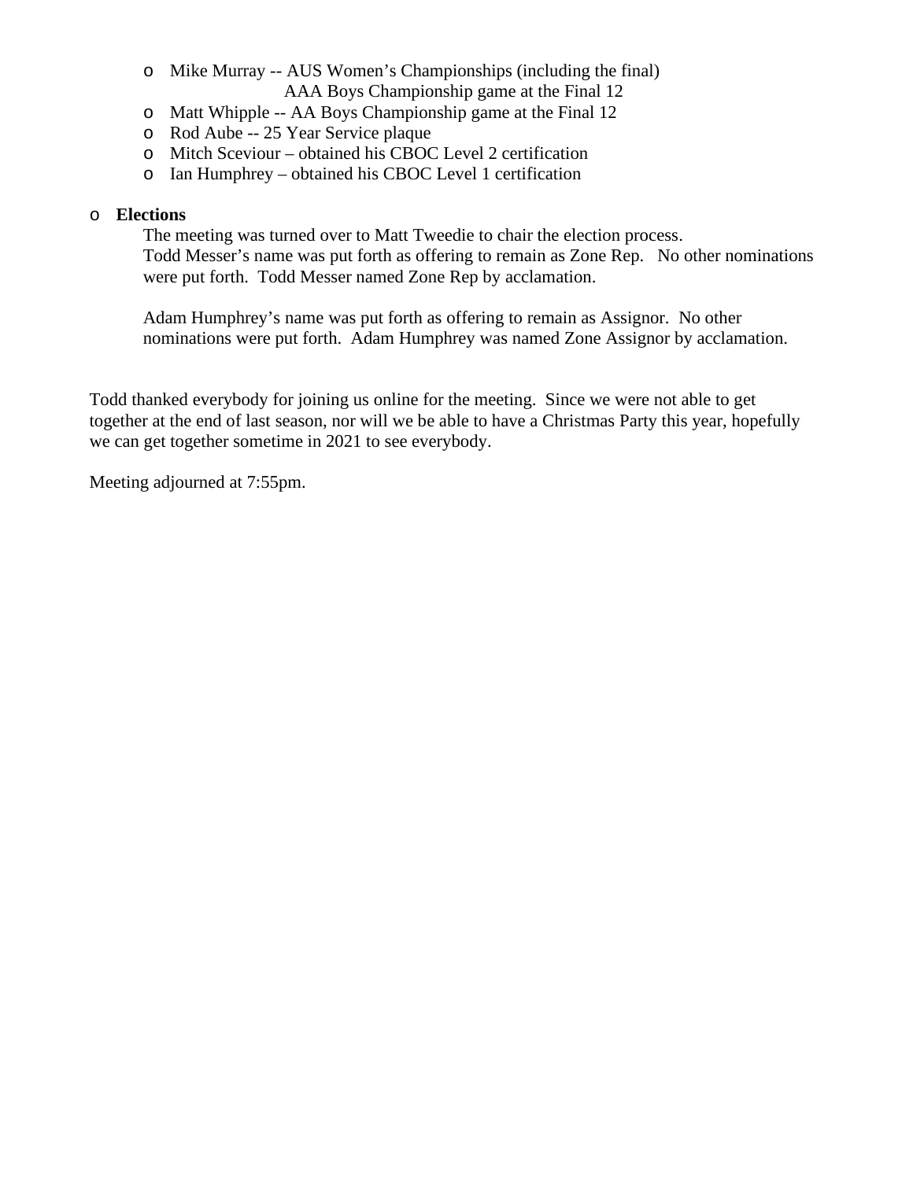- Mike Murray -- AUS Women's Championships (including the final)
  AAA Boys Championship game at the Final 12
- Matt Whipple -- AA Boys Championship game at the Final 12
- Rod Aube -- 25 Year Service plaque
- Mitch Sceviour – obtained his CBOC Level 2 certification
- Ian Humphrey – obtained his CBOC Level 1 certification

- **Elections**

  The meeting was turned over to Matt Tweedie to chair the election process.
  Todd Messer's name was put forth as offering to remain as Zone Rep. No other nominations were put forth. Todd Messer named Zone Rep by acclamation.

  Adam Humphrey's name was put forth as offering to remain as Assignor. No other nominations were put forth. Adam Humphrey was named Zone Assignor by acclamation.

Todd thanked everybody for joining us online for the meeting. Since we were not able to get together at the end of last season, nor will we be able to have a Christmas Party this year, hopefully we can get together sometime in 2021 to see everybody.

Meeting adjourned at 7:55pm.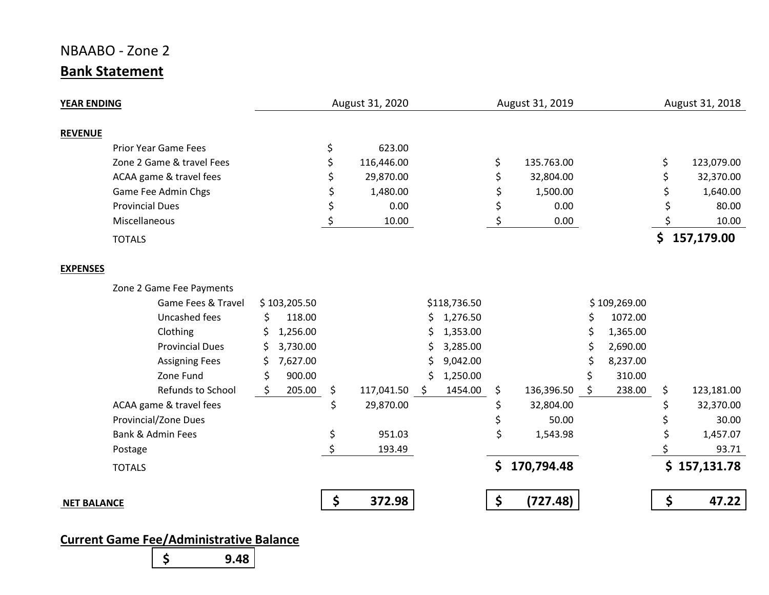NBAABO - Zone 2

**Bank Statement**

| **YEAR ENDING** | | August 31, 2020 | | August 31, 2019 | | August 31, 2018 |
|---|---|---|---|---|---|---|
| **REVENUE** | | | | | | |
| Prior Year Game Fees | | $ 623.00 | | | | |
| Zone 2 Game & travel Fees | | $ 116,446.00 | | $ 135.763.00 | | $ 123,079.00 |
| ACAA game & travel fees | | $ 29,870.00 | | $ 32,804.00 | | $ 32,370.00 |
| Game Fee Admin Chgs | | $ 1,480.00 | | $ 1,500.00 | | $ 1,640.00 |
| Provincial Dues | | $ 0.00 | | $ 0.00 | | $ 80.00 |
| Miscellaneous | | $ 10.00 | | $ 0.00 | | $ 10.00 |
| TOTALS | | | | | | **$ 157,179.00** |
| **EXPENSES** | | | | | | |
| Zone 2 Game Fee Payments | | | | | | |
| Game Fees & Travel | $ 103,205.50 | | $118,736.50 | | $ 109,269.00 | |
| Uncashed fees | $ 118.00 | | $ 1,276.50 | | $ 1072.00 | |
| Clothing | $ 1,256.00 | | $ 1,353.00 | | $ 1,365.00 | |
| Provincial Dues | $ 3,730.00 | | $ 3,285.00 | | $ 2,690.00 | |
| Assigning Fees | $ 7,627.00 | | $ 9,042.00 | | $ 8,237.00 | |
| Zone Fund | $ 900.00 | | $ 1,250.00 | | $ 310.00 | |
| Refunds to School | $ 205.00 | $ 117,041.50 | $ 1454.00 | $ 136,396.50 | $ 238.00 | $ 123,181.00 |
| ACAA game & travel fees | | $ 29,870.00 | | $ 32,804.00 | | $ 32,370.00 |
| Provincial/Zone Dues | | | | $ 50.00 | | $ 30.00 |
| Bank & Admin Fees | | $ 951.03 | | $ 1,543.98 | | $ 1,457.07 |
| Postage | | $ 193.49 | | | | $ 93.71 |
| TOTALS | | | | **$ 170,794.48** | | **$ 157,131.78** |
| **NET BALANCE** | | **$ 372.98** | | **$ (727.48)** | | **$ 47.22** |

**Current Game Fee/Administrative Balance**

**$ 9.48**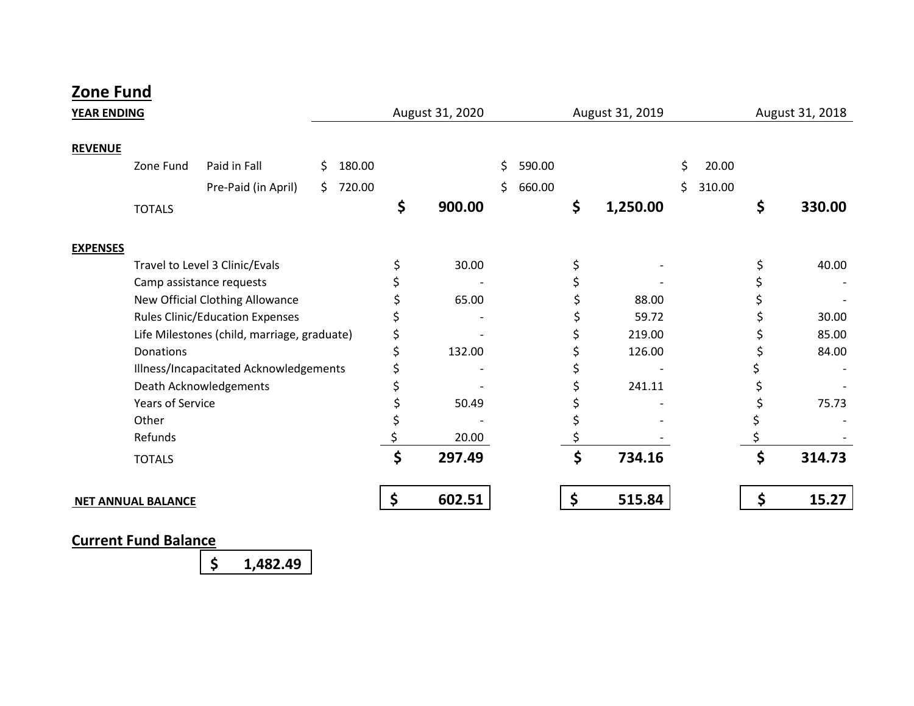## Zone Fund

| YEAR ENDING | | | August 31, 2020 | | August 31, 2019 | | August 31, 2018 |
|---|---|---|---|---|---|---|---|
| **REVENUE** | | | | | | | |
| Zone Fund | Paid in Fall | $ 180.00 | | $ 590.00 | | $ 20.00 | |
| | Pre-Paid (in April) | $ 720.00 | | $ 660.00 | | $ 310.00 | |
| TOTALS | | | **$ 900.00** | | **$ 1,250.00** | | **$ 330.00** |
| **EXPENSES** | | | | | | | |
| Travel to Level 3 Clinic/Evals | | | $ 30.00 | | $ - | | $ 40.00 |
| Camp assistance requests | | | $ - | | $ - | | $ - |
| New Official Clothing Allowance | | | $ 65.00 | | $ 88.00 | | $ - |
| Rules Clinic/Education Expenses | | | $ - | | $ 59.72 | | $ 30.00 |
| Life Milestones (child, marriage, graduate) | | | $ - | | $ 219.00 | | $ 85.00 |
| Donations | | | $ 132.00 | | $ 126.00 | | $ 84.00 |
| Illness/Incapacitated Acknowledgements | | | $ - | | $ - | | $ - |
| Death Acknowledgements | | | $ - | | $ 241.11 | | $ - |
| Years of Service | | | $ 50.49 | | $ - | | $ 75.73 |
| Other | | | $ - | | $ - | | $ - |
| Refunds | | | $ 20.00 | | $ - | | $ - |
| TOTALS | | | **$ 297.49** | | **$ 734.16** | | **$ 314.73** |
| **NET ANNUAL BALANCE** | | | **$ 602.51** | | **$ 515.84** | | **$ 15.27** |

## Current Fund Balance

**$ 1,482.49**